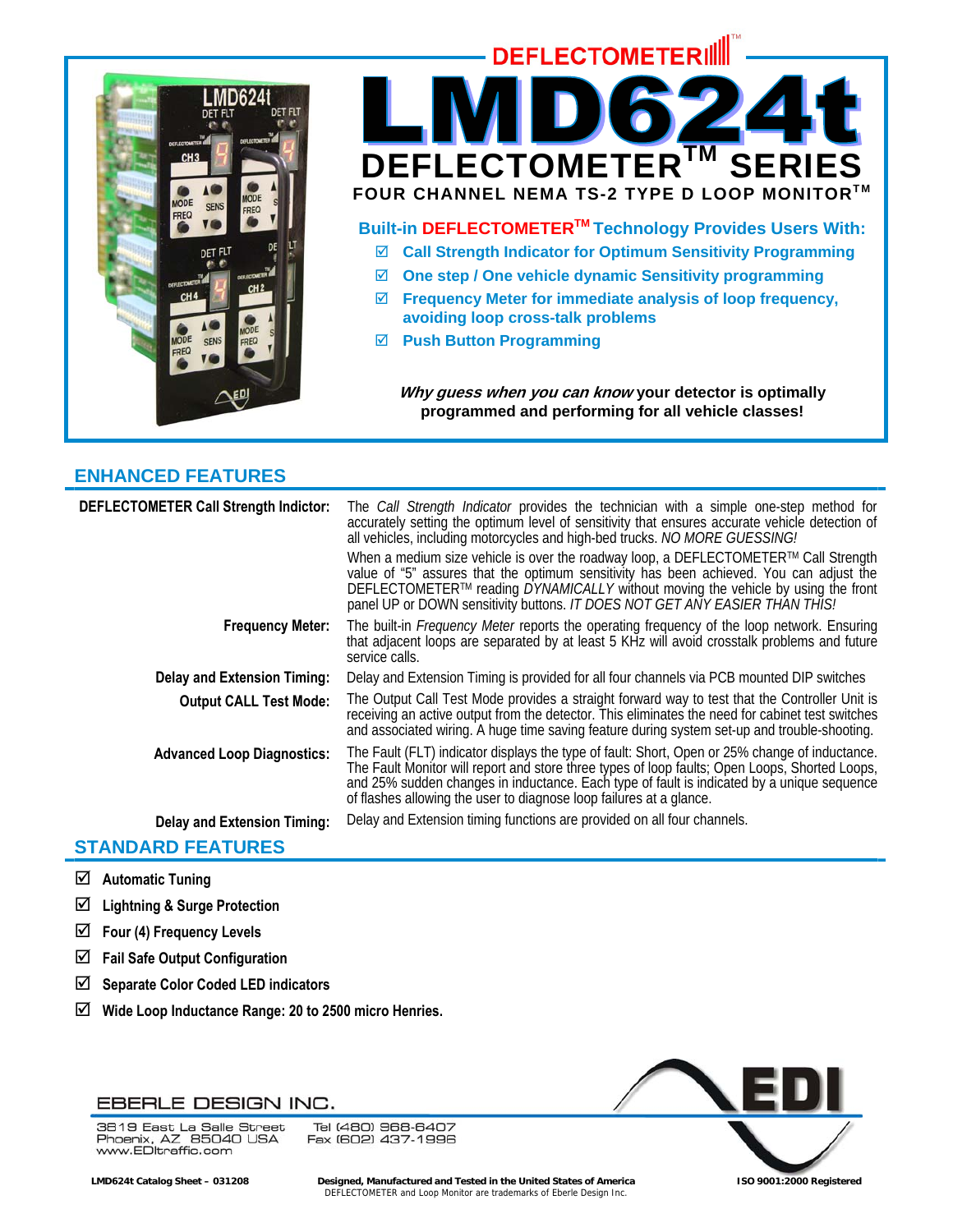DEFLECTOMETER™

# LMD624t

## DEFLECTOMETER™ SERIES

**FOUR CHANNEL NEMA TS-2 TYPE D LOOP MONITOR™**

**Built-in DEFLECTOMETER™ Technology Provides Users With:**

- ☑ **Call Strength Indicator for Optimum Sensitivity Programming**
- ☑ **One step / One vehicle dynamic Sensitivity programming**
- ☑ **Frequency Meter for immediate analysis of loop frequency, avoiding loop cross-talk problems**
- ☑ **Push Button Programming**

***Why guess when you can know*** **your detector is optimally programmed and performing for all vehicle classes!**

## ENHANCED FEATURES

| | |
|---|---|
| **DEFLECTOMETER Call Strength Indictor:** | The *Call Strength Indicator* provides the technician with a simple one-step method for accurately setting the optimum level of sensitivity that ensures accurate vehicle detection of all vehicles, including motorcycles and high-bed trucks. *NO MORE GUESSING!* |
| | When a medium size vehicle is over the roadway loop, a DEFLECTOMETER™ Call Strength value of "5" assures that the optimum sensitivity has been achieved. You can adjust the DEFLECTOMETER™ reading *DYNAMICALLY* without moving the vehicle by using the front panel UP or DOWN sensitivity buttons. *IT DOES NOT GET ANY EASIER THAN THIS!* |
| **Frequency Meter:** | The built-in *Frequency Meter* reports the operating frequency of the loop network. Ensuring that adjacent loops are separated by at least 5 KHz will avoid crosstalk problems and future service calls. |
| **Delay and Extension Timing:** | Delay and Extension Timing is provided for all four channels via PCB mounted DIP switches |
| **Output CALL Test Mode:** | The Output Call Test Mode provides a straight forward way to test that the Controller Unit is receiving an active output from the detector. This eliminates the need for cabinet test switches and associated wiring. A huge time saving feature during system set-up and trouble-shooting. |
| **Advanced Loop Diagnostics:** | The Fault (FLT) indicator displays the type of fault: Short, Open or 25% change of inductance. The Fault Monitor will report and store three types of loop faults; Open Loops, Shorted Loops, and 25% sudden changes in inductance. Each type of fault is indicated by a unique sequence of flashes allowing the user to diagnose loop failures at a glance. |
| **Delay and Extension Timing:** | Delay and Extension timing functions are provided on all four channels. |

## STANDARD FEATURES

- ☑ **Automatic Tuning**
- ☑ **Lightning & Surge Protection**
- ☑ **Four (4) Frequency Levels**
- ☑ **Fail Safe Output Configuration**
- ☑ **Separate Color Coded LED indicators**
- ☑ **Wide Loop Inductance Range: 20 to 2500 micro Henries.**

EBERLE DESIGN INC.

3819 East La Salle Street
Phoenix, AZ 85040 USA
www.EDItraffic.com

Tel (480) 968-6407
Fax (602) 437-1996

EDI

**LMD624t Catalog Sheet – 031208**

**Designed, Manufactured and Tested in the United States of America**
DEFLECTOMETER and Loop Monitor are trademarks of Eberle Design Inc.

**ISO 9001:2000 Registered**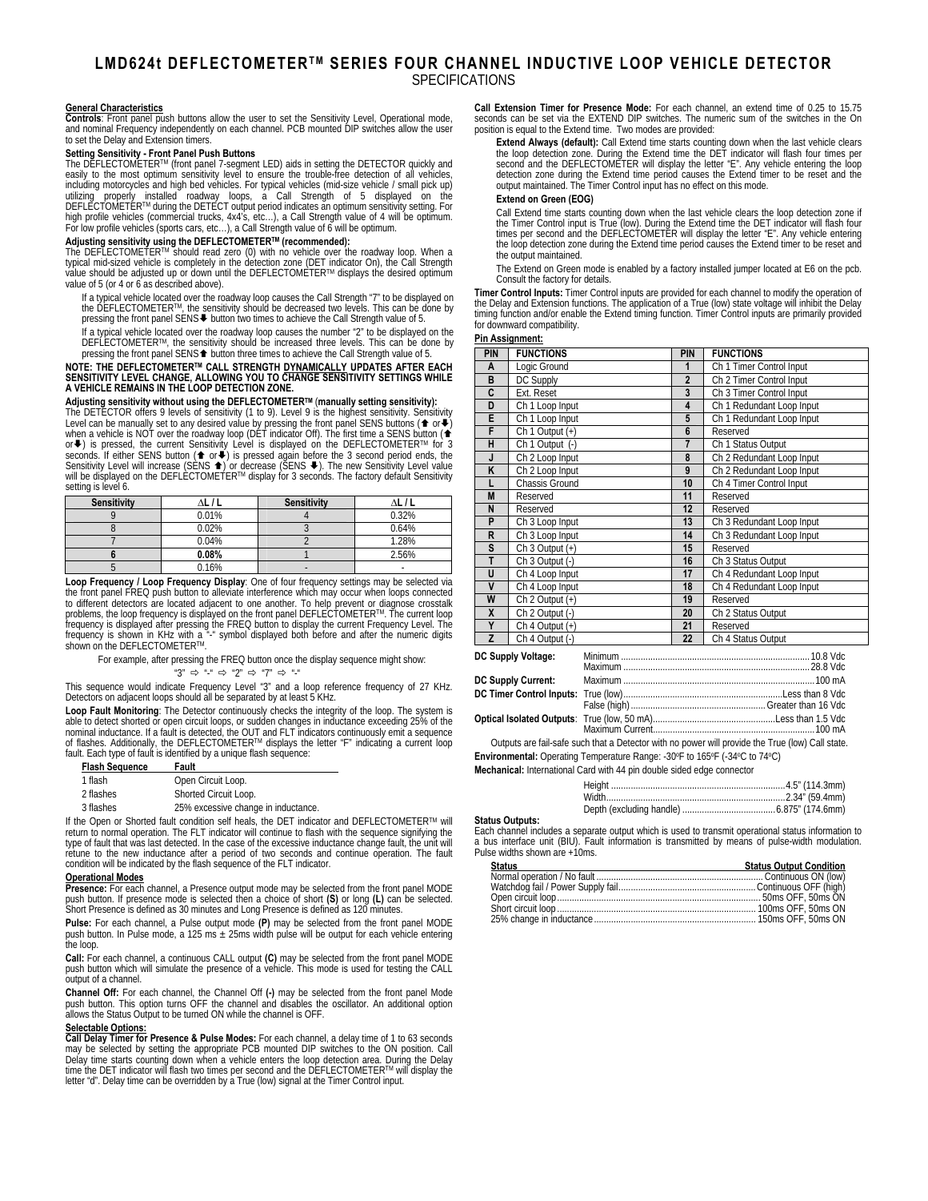# LMD624t DEFLECTOMETER™ SERIES FOUR CHANNEL INDUCTIVE LOOP VEHICLE DETECTOR

SPECIFICATIONS

**General Characteristics**

**Controls**: Front panel push buttons allow the user to set the Sensitivity Level, Operational mode, and nominal Frequency independently on each channel. PCB mounted DIP switches allow the user to set the Delay and Extension timers.

**Setting Sensitivity - Front Panel Push Buttons**

The DEFLECTOMETER™ (front panel 7-segment LED) aids in setting the DETECTOR quickly and easily to the most optimum sensitivity level to ensure the trouble-free detection of all vehicles, including motorcycles and high bed vehicles. For typical vehicles (mid-size vehicle / small pick up) utilizing properly installed roadway loops, a Call Strength of 5 displayed on the DEFLECTOMETER™ during the DETECT output period indicates an optimum sensitivity setting. For high profile vehicles (commercial trucks, 4x4's, etc…), a Call Strength value of 4 will be optimum. For low profile vehicles (sports cars, etc…), a Call Strength value of 6 will be optimum.

**Adjusting sensitivity using the DEFLECTOMETER™ (recommended):**

The DEFLECTOMETER™ should read zero (0) with no vehicle over the roadway loop. When a typical mid-sized vehicle is completely in the detection zone (DET indicator On), the Call Strength value should be adjusted up or down until the DEFLECTOMETER™ displays the desired optimum value of 5 (or 4 or 6 as described above).

If a typical vehicle located over the roadway loop causes the Call Strength "7" to be displayed on the DEFLECTOMETER™, the sensitivity should be decreased two levels. This can be done by pressing the front panel SENS⬇ button two times to achieve the Call Strength value of 5.

If a typical vehicle located over the roadway loop causes the number "2" to be displayed on the DEFLECTOMETER™, the sensitivity should be increased three levels. This can be done by pressing the front panel SENS⬆ button three times to achieve the Call Strength value of 5.

**NOTE: THE DEFLECTOMETER™ CALL STRENGTH DYNAMICALLY UPDATES AFTER EACH SENSITIVITY LEVEL CHANGE, ALLOWING YOU TO CHANGE SENSITIVITY SETTINGS WHILE A VEHICLE REMAINS IN THE LOOP DETECTION ZONE.**

**Adjusting sensitivity without using the DEFLECTOMETER™ (manually setting sensitivity):**

The DETECTOR offers 9 levels of sensitivity (1 to 9). Level 9 is the highest sensitivity. Sensitivity Level can be manually set to any desired value by pressing the front panel SENS buttons (⬆ or⬇) when a vehicle is NOT over the roadway loop (DET indicator Off). The first time a SENS button (⬆ or⬇) is pressed, the current Sensitivity Level is displayed on the DEFLECTOMETER™ for 3 seconds. If either SENS button (⬆ or⬇) is pressed again before the 3 second period ends, the Sensitivity Level will increase (SENS ⬆) or decrease (SENS ⬇). The new Sensitivity Level value will be displayed on the DEFLECTOMETER™ display for 3 seconds. The factory default Sensitivity setting is level 6.

| Sensitivity | ΔL / L | Sensitivity | ΔL / L |
|---|---|---|---|
| 9 | 0.01% | 4 | 0.32% |
| 8 | 0.02% | 3 | 0.64% |
| 7 | 0.04% | 2 | 1.28% |
| **6** | **0.08%** | 1 | 2.56% |
| 5 | 0.16% | - | - |

**Loop Frequency / Loop Frequency Display**: One of four frequency settings may be selected via the front panel FREQ push button to alleviate interference which may occur when loops connected to different detectors are located adjacent to one another. To help prevent or diagnose crosstalk problems, the loop frequency is displayed on the front panel DEFLECTOMETER™. The current loop frequency is displayed after pressing the FREQ button to display the current Frequency Level. The frequency is shown in KHz with a "-" symbol displayed both before and after the numeric digits shown on the DEFLECTOMETER™.

For example, after pressing the FREQ button once the display sequence might show:

"3" ⇨ "-" ⇨ "2" ⇨ "7" ⇨ "-"

This sequence would indicate Frequency Level "3" and a loop reference frequency of 27 KHz. Detectors on adjacent loops should all be separated by at least 5 KHz.

**Loop Fault Monitoring**: The Detector continuously checks the integrity of the loop. The system is able to detect shorted or open circuit loops, or sudden changes in inductance exceeding 25% of the nominal inductance. If a fault is detected, the OUT and FLT indicators continuously emit a sequence of flashes. Additionally, the DEFLECTOMETER™ displays the letter "F" indicating a current loop fault. Each type of fault is identified by a unique flash sequence:

| Flash Sequence | Fault |
|---|---|
| 1 flash | Open Circuit Loop. |
| 2 flashes | Shorted Circuit Loop. |
| 3 flashes | 25% excessive change in inductance. |

If the Open or Shorted fault condition self heals, the DET indicator and DEFLECTOMETER™ will return to normal operation. The FLT indicator will continue to flash with the sequence signifying the type of fault that was last detected. In the case of the excessive inductance change fault, the unit will retune to the new inductance after a period of two seconds and continue operation. The fault condition will be indicated by the flash sequence of the FLT indicator.

**Operational Modes**

**Presence:** For each channel, a Presence output mode may be selected from the front panel MODE push button. If presence mode is selected then a choice of short **(S)** or long **(L)** can be selected. Short Presence is defined as 30 minutes and Long Presence is defined as 120 minutes.

**Pulse:** For each channel, a Pulse output mode **(P)** may be selected from the front panel MODE push button. In Pulse mode, a 125 ms ± 25ms width pulse will be output for each vehicle entering the loop.

**Call:** For each channel, a continuous CALL output **(C)** may be selected from the front panel MODE push button which will simulate the presence of a vehicle. This mode is used for testing the CALL output of a channel.

**Channel Off:** For each channel, the Channel Off **(-)** may be selected from the front panel Mode push button. This option turns OFF the channel and disables the oscillator. An additional option allows the Status Output to be turned ON while the channel is OFF.

**Selectable Options:**

**Call Delay Timer for Presence & Pulse Modes:** For each channel, a delay time of 1 to 63 seconds may be selected by setting the appropriate PCB mounted DIP switches to the ON position. Call Delay time starts counting down when a vehicle enters the loop detection area. During the Delay time the DET indicator will flash two times per second and the DEFLECTOMETER™ will display the letter "d". Delay time can be overridden by a True (low) signal at the Timer Control input.

**Call Extension Timer for Presence Mode:** For each channel, an extend time of 0.25 to 15.75 seconds can be set via the EXTEND DIP switches. The numeric sum of the switches in the On position is equal to the Extend time. Two modes are provided:

**Extend Always (default):** Call Extend time starts counting down when the last vehicle clears the loop detection zone. During the Extend time the DET indicator will flash four times per second and the DEFLECTOMETER will display the letter "E". Any vehicle entering the loop detection zone during the Extend time period causes the Extend timer to be reset and the output maintained. The Timer Control input has no effect on this mode.

**Extend on Green (EOG)**

Call Extend time starts counting down when the last vehicle clears the loop detection zone if the Timer Control input is True (low). During the Extend time the DET indicator will flash four times per second and the DEFLECTOMETER will display the letter "E". Any vehicle entering the loop detection zone during the Extend time period causes the Extend timer to be reset and the output maintained.

The Extend on Green mode is enabled by a factory installed jumper located at E6 on the pcb. Consult the factory for details.

**Timer Control Inputs:** Timer Control inputs are provided for each channel to modify the operation of the Delay and Extension functions. The application of a True (low) state voltage will inhibit the Delay timing function and/or enable the Extend timing function. Timer Control inputs are primarily provided for downward compatibility.

**Pin Assignment:**

| PIN | FUNCTIONS | PIN | FUNCTIONS |
|---|---|---|---|
| A | Logic Ground | 1 | Ch 1 Timer Control Input |
| B | DC Supply | 2 | Ch 2 Timer Control Input |
| C | Ext. Reset | 3 | Ch 3 Timer Control Input |
| D | Ch 1 Loop Input | 4 | Ch 1 Redundant Loop Input |
| E | Ch 1 Loop Input | 5 | Ch 1 Redundant Loop Input |
| F | Ch 1 Output (+) | 6 | Reserved |
| H | Ch 1 Output (-) | 7 | Ch 1 Status Output |
| J | Ch 2 Loop Input | 8 | Ch 2 Redundant Loop Input |
| K | Ch 2 Loop Input | 9 | Ch 2 Redundant Loop Input |
| L | Chassis Ground | 10 | Ch 4 Timer Control Input |
| M | Reserved | 11 | Reserved |
| N | Reserved | 12 | Reserved |
| P | Ch 3 Loop Input | 13 | Ch 3 Redundant Loop Input |
| R | Ch 3 Loop Input | 14 | Ch 3 Redundant Loop Input |
| S | Ch 3 Output (+) | 15 | Reserved |
| T | Ch 3 Output (-) | 16 | Ch 3 Status Output |
| U | Ch 4 Loop Input | 17 | Ch 4 Redundant Loop Input |
| V | Ch 4 Loop Input | 18 | Ch 4 Redundant Loop Input |
| W | Ch 2 Output (+) | 19 | Reserved |
| X | Ch 2 Output (-) | 20 | Ch 2 Status Output |
| Y | Ch 4 Output (+) | 21 | Reserved |
| Z | Ch 4 Output (-) | 22 | Ch 4 Status Output |

**DC Supply Voltage:** Minimum .......... 10.8 Vdc
Maximum .......... 28.8 Vdc

**DC Supply Current:** Maximum .......... 100 mA

**DC Timer Control Inputs:** True (low) .......... Less than 8 Vdc
False (high) .......... Greater than 16 Vdc

**Optical Isolated Outputs:** True (low, 50 mA) .......... Less than 1.5 Vdc
Maximum Current .......... 100 mA

Outputs are fail-safe such that a Detector with no power will provide the True (low) Call state.

**Environmental:** Operating Temperature Range: -30ºF to 165ºF (-34ºC to 74ºC)

**Mechanical:** International Card with 44 pin double sided edge connector

Height .......... 4.5" (114.3mm)
Width .......... 2.34" (59.4mm)
Depth (excluding handle) .......... 6.875" (174.6mm)

**Status Outputs:**

Each channel includes a separate output which is used to transmit operational status information to a bus interface unit (BIU). Fault information is transmitted by means of pulse-width modulation. Pulse widths shown are +10ms.

| Status | Status Output Condition |
|---|---|
| Normal operation / No fault | Continuous ON (low) |
| Watchdog fail / Power Supply fail | Continuous OFF (high) |
| Open circuit loop | 50ms OFF, 50ms ON |
| Short circuit loop | 100ms OFF, 50ms ON |
| 25% change in inductance | 150ms OFF, 50ms ON |